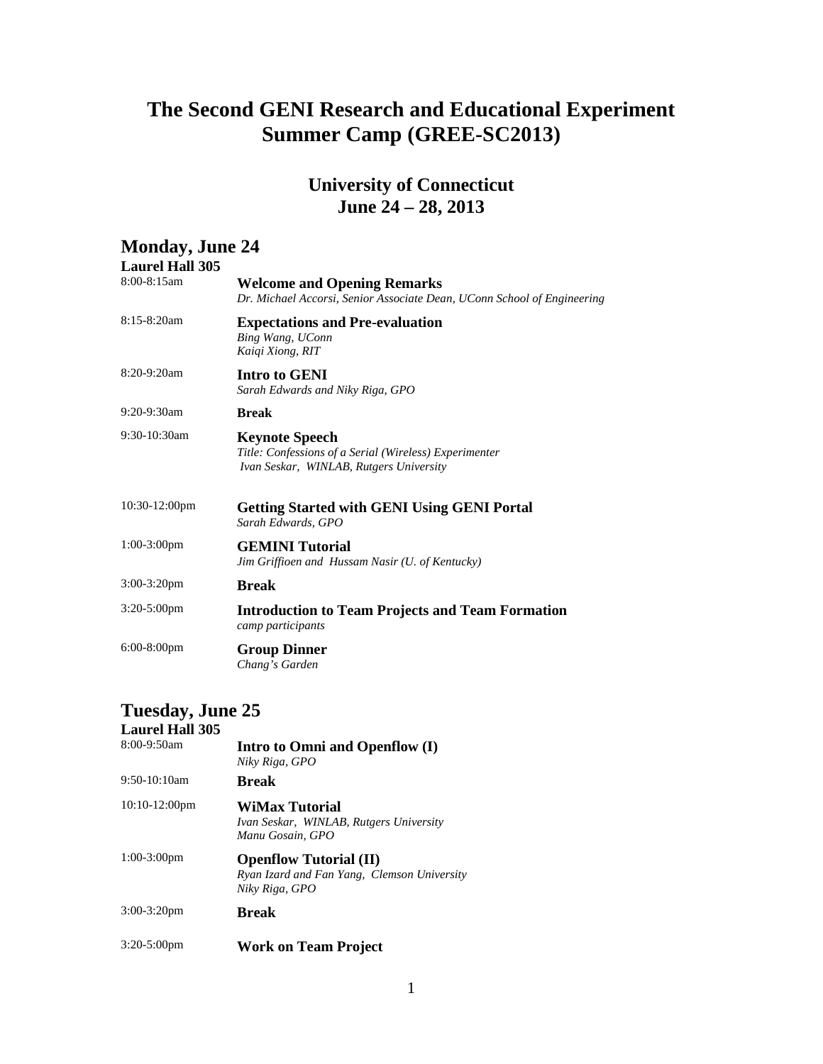# The Second GENI Research and Educational Experiment Summer Camp (GREE-SC2013)

## University of Connecticut
## June 24 – 28, 2013

## Monday, June 24

**Laurel Hall 305**

8:00-8:15am — **Welcome and Opening Remarks**
*Dr. Michael Accorsi, Senior Associate Dean, UConn School of Engineering*

8:15-8:20am — **Expectations and Pre-evaluation**
*Bing Wang, UConn*
*Kaiqi Xiong, RIT*

8:20-9:20am — **Intro to GENI**
*Sarah Edwards and Niky Riga, GPO*

9:20-9:30am — **Break**

9:30-10:30am — **Keynote Speech**
*Title: Confessions of a Serial (Wireless) Experimenter*
*Ivan Seskar, WINLAB, Rutgers University*

10:30-12:00pm — **Getting Started with GENI Using GENI Portal**
*Sarah Edwards, GPO*

1:00-3:00pm — **GEMINI Tutorial**
*Jim Griffioen and Hussam Nasir (U. of Kentucky)*

3:00-3:20pm — **Break**

3:20-5:00pm — **Introduction to Team Projects and Team Formation**
*camp participants*

6:00-8:00pm — **Group Dinner**
*Chang's Garden*

## Tuesday, June 25

**Laurel Hall 305**

8:00-9:50am — **Intro to Omni and Openflow (I)**
*Niky Riga, GPO*

9:50-10:10am — **Break**

10:10-12:00pm — **WiMax Tutorial**
*Ivan Seskar, WINLAB, Rutgers University*
*Manu Gosain, GPO*

1:00-3:00pm — **Openflow Tutorial (II)**
*Ryan Izard and Fan Yang, Clemson University*
*Niky Riga, GPO*

3:00-3:20pm — **Break**

3:20-5:00pm — **Work on Team Project**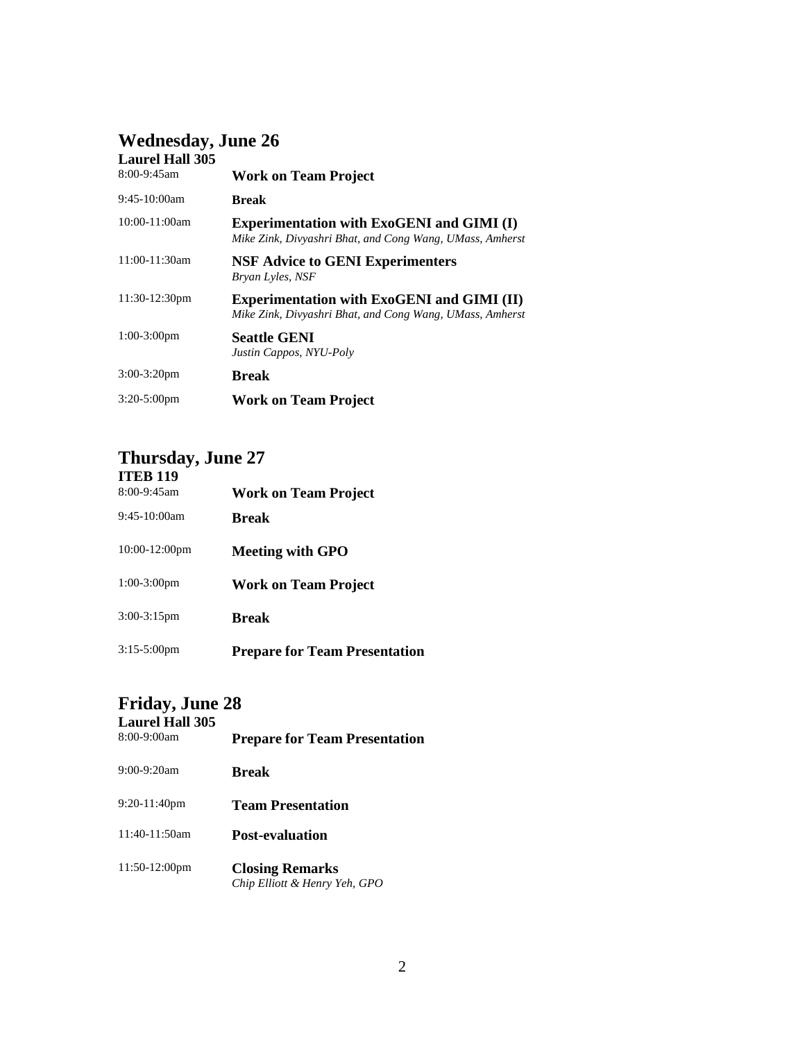## Wednesday, June 26

**Laurel Hall 305**

| | |
|---|---|
| 8:00-9:45am | **Work on Team Project** |
| 9:45-10:00am | **Break** |
| 10:00-11:00am | **Experimentation with ExoGENI and GIMI (I)**<br>*Mike Zink, Divyashri Bhat, and Cong Wang, UMass, Amherst* |
| 11:00-11:30am | **NSF Advice to GENI Experimenters**<br>*Bryan Lyles, NSF* |
| 11:30-12:30pm | **Experimentation with ExoGENI and GIMI (II)**<br>*Mike Zink, Divyashri Bhat, and Cong Wang, UMass, Amherst* |
| 1:00-3:00pm | **Seattle GENI**<br>*Justin Cappos, NYU-Poly* |
| 3:00-3:20pm | **Break** |
| 3:20-5:00pm | **Work on Team Project** |

## Thursday, June 27

**ITEB 119**

| | |
|---|---|
| 8:00-9:45am | **Work on Team Project** |
| 9:45-10:00am | **Break** |
| 10:00-12:00pm | **Meeting with GPO** |
| 1:00-3:00pm | **Work on Team Project** |
| 3:00-3:15pm | **Break** |
| 3:15-5:00pm | **Prepare for Team Presentation** |

## Friday, June 28

**Laurel Hall 305**

| | |
|---|---|
| 8:00-9:00am | **Prepare for Team Presentation** |
| 9:00-9:20am | **Break** |
| 9:20-11:40pm | **Team Presentation** |
| 11:40-11:50am | **Post-evaluation** |
| 11:50-12:00pm | **Closing Remarks**<br>*Chip Elliott & Henry Yeh, GPO* |